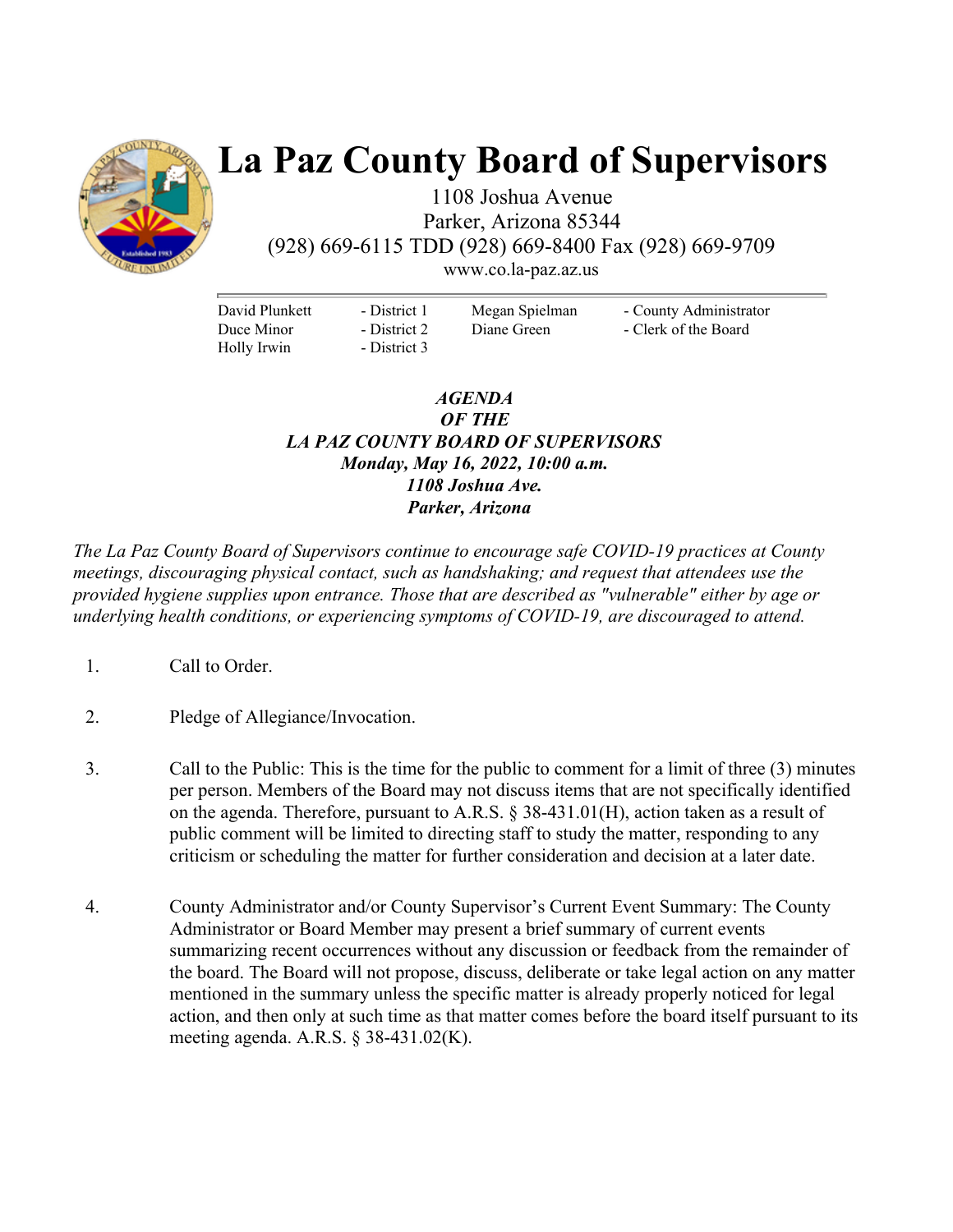# La Paz County Board of Supervisors

1108 Joshua Avenue
Parker, Arizona 85344
(928) 669-6115 TDD (928) 669-8400 Fax (928) 669-9709
www.co.la-paz.az.us

| | | | |
|---|---|---|---|
| David Plunkett | - District 1 | Megan Spielman | - County Administrator |
| Duce Minor | - District 2 | Diane Green | - Clerk of the Board |
| Holly Irwin | - District 3 | | |

***AGENDA***
***OF THE***
***LA PAZ COUNTY BOARD OF SUPERVISORS***
***Monday, May 16, 2022, 10:00 a.m.***
***1108 Joshua Ave.***
***Parker, Arizona***

*The La Paz County Board of Supervisors continue to encourage safe COVID-19 practices at County meetings, discouraging physical contact, such as handshaking; and request that attendees use the provided hygiene supplies upon entrance. Those that are described as "vulnerable" either by age or underlying health conditions, or experiencing symptoms of COVID-19, are discouraged to attend.*

1. Call to Order.

2. Pledge of Allegiance/Invocation.

3. Call to the Public: This is the time for the public to comment for a limit of three (3) minutes per person. Members of the Board may not discuss items that are not specifically identified on the agenda. Therefore, pursuant to A.R.S. § 38-431.01(H), action taken as a result of public comment will be limited to directing staff to study the matter, responding to any criticism or scheduling the matter for further consideration and decision at a later date.

4. County Administrator and/or County Supervisor's Current Event Summary: The County Administrator or Board Member may present a brief summary of current events summarizing recent occurrences without any discussion or feedback from the remainder of the board. The Board will not propose, discuss, deliberate or take legal action on any matter mentioned in the summary unless the specific matter is already properly noticed for legal action, and then only at such time as that matter comes before the board itself pursuant to its meeting agenda. A.R.S. § 38-431.02(K).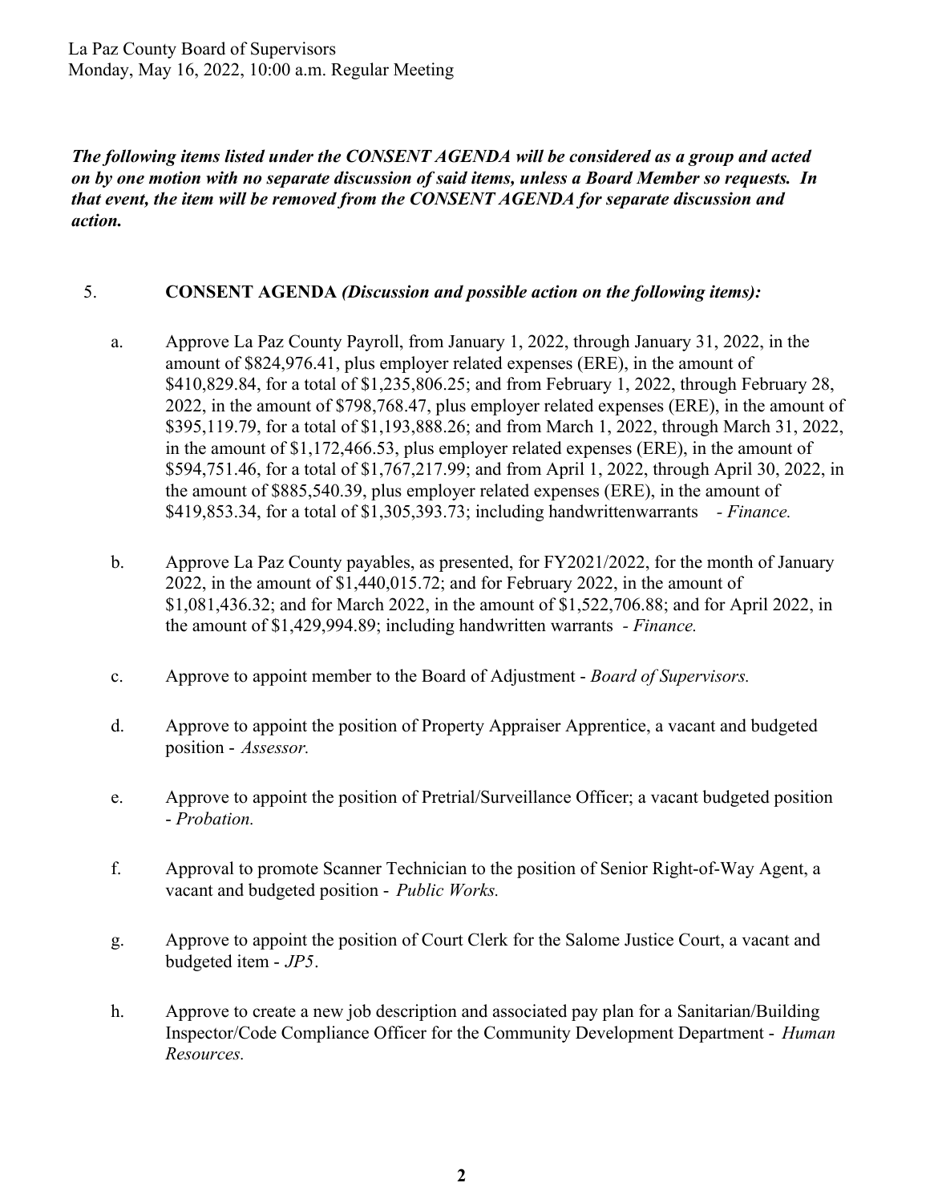*__The following items listed under the CONSENT AGENDA will be considered as a group and acted on by one motion with no separate discussion of said items, unless a Board Member so requests. In that event, the item will be removed from the CONSENT AGENDA for separate discussion and action.__*

5. **CONSENT AGENDA** ***(Discussion and possible action on the following items):***

   a. Approve La Paz County Payroll, from January 1, 2022, through January 31, 2022, in the amount of $824,976.41, plus employer related expenses (ERE), in the amount of $410,829.84, for a total of $1,235,806.25; and from February 1, 2022, through February 28, 2022, in the amount of $798,768.47, plus employer related expenses (ERE), in the amount of $395,119.79, for a total of $1,193,888.26; and from March 1, 2022, through March 31, 2022, in the amount of $1,172,466.53, plus employer related expenses (ERE), in the amount of $594,751.46, for a total of $1,767,217.99; and from April 1, 2022, through April 30, 2022, in the amount of $885,540.39, plus employer related expenses (ERE), in the amount of $419,853.34, for a total of $1,305,393.73; including handwrittenwarrants - *Finance.*

   b. Approve La Paz County payables, as presented, for FY2021/2022, for the month of January 2022, in the amount of $1,440,015.72; and for February 2022, in the amount of $1,081,436.32; and for March 2022, in the amount of $1,522,706.88; and for April 2022, in the amount of $1,429,994.89; including handwritten warrants - *Finance.*

   c. Approve to appoint member to the Board of Adjustment - *Board of Supervisors.*

   d. Approve to appoint the position of Property Appraiser Apprentice, a vacant and budgeted position - *Assessor.*

   e. Approve to appoint the position of Pretrial/Surveillance Officer; a vacant budgeted position - *Probation.*

   f. Approval to promote Scanner Technician to the position of Senior Right-of-Way Agent, a vacant and budgeted position - *Public Works.*

   g. Approve to appoint the position of Court Clerk for the Salome Justice Court, a vacant and budgeted item - *JP5*.

   h. Approve to create a new job description and associated pay plan for a Sanitarian/Building Inspector/Code Compliance Officer for the Community Development Department - *Human Resources.*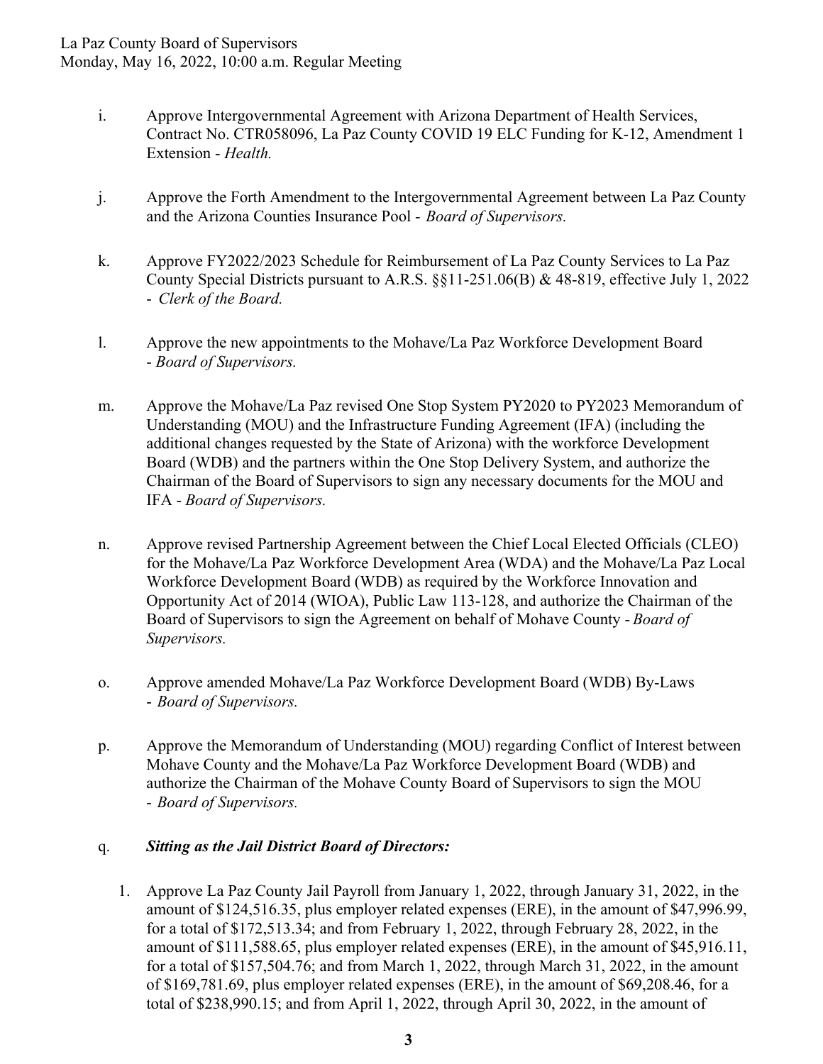i. Approve Intergovernmental Agreement with Arizona Department of Health Services, Contract No. CTR058096, La Paz County COVID 19 ELC Funding for K-12, Amendment 1 Extension - *Health.*

j. Approve the Forth Amendment to the Intergovernmental Agreement between La Paz County and the Arizona Counties Insurance Pool - *Board of Supervisors.*

k. Approve FY2022/2023 Schedule for Reimbursement of La Paz County Services to La Paz County Special Districts pursuant to A.R.S. §§11-251.06(B) & 48-819, effective July 1, 2022 - *Clerk of the Board.*

l. Approve the new appointments to the Mohave/La Paz Workforce Development Board - *Board of Supervisors.*

m. Approve the Mohave/La Paz revised One Stop System PY2020 to PY2023 Memorandum of Understanding (MOU) and the Infrastructure Funding Agreement (IFA) (including the additional changes requested by the State of Arizona) with the workforce Development Board (WDB) and the partners within the One Stop Delivery System, and authorize the Chairman of the Board of Supervisors to sign any necessary documents for the MOU and IFA - *Board of Supervisors.*

n. Approve revised Partnership Agreement between the Chief Local Elected Officials (CLEO) for the Mohave/La Paz Workforce Development Area (WDA) and the Mohave/La Paz Local Workforce Development Board (WDB) as required by the Workforce Innovation and Opportunity Act of 2014 (WIOA), Public Law 113-128, and authorize the Chairman of the Board of Supervisors to sign the Agreement on behalf of Mohave County - *Board of Supervisors.*

o. Approve amended Mohave/La Paz Workforce Development Board (WDB) By-Laws - *Board of Supervisors.*

p. Approve the Memorandum of Understanding (MOU) regarding Conflict of Interest between Mohave County and the Mohave/La Paz Workforce Development Board (WDB) and authorize the Chairman of the Mohave County Board of Supervisors to sign the MOU - *Board of Supervisors.*

q. ***Sitting as the Jail District Board of Directors:***

1. Approve La Paz County Jail Payroll from January 1, 2022, through January 31, 2022, in the amount of $124,516.35, plus employer related expenses (ERE), in the amount of $47,996.99, for a total of $172,513.34; and from February 1, 2022, through February 28, 2022, in the amount of $111,588.65, plus employer related expenses (ERE), in the amount of $45,916.11, for a total of $157,504.76; and from March 1, 2022, through March 31, 2022, in the amount of $169,781.69, plus employer related expenses (ERE), in the amount of $69,208.46, for a total of $238,990.15; and from April 1, 2022, through April 30, 2022, in the amount of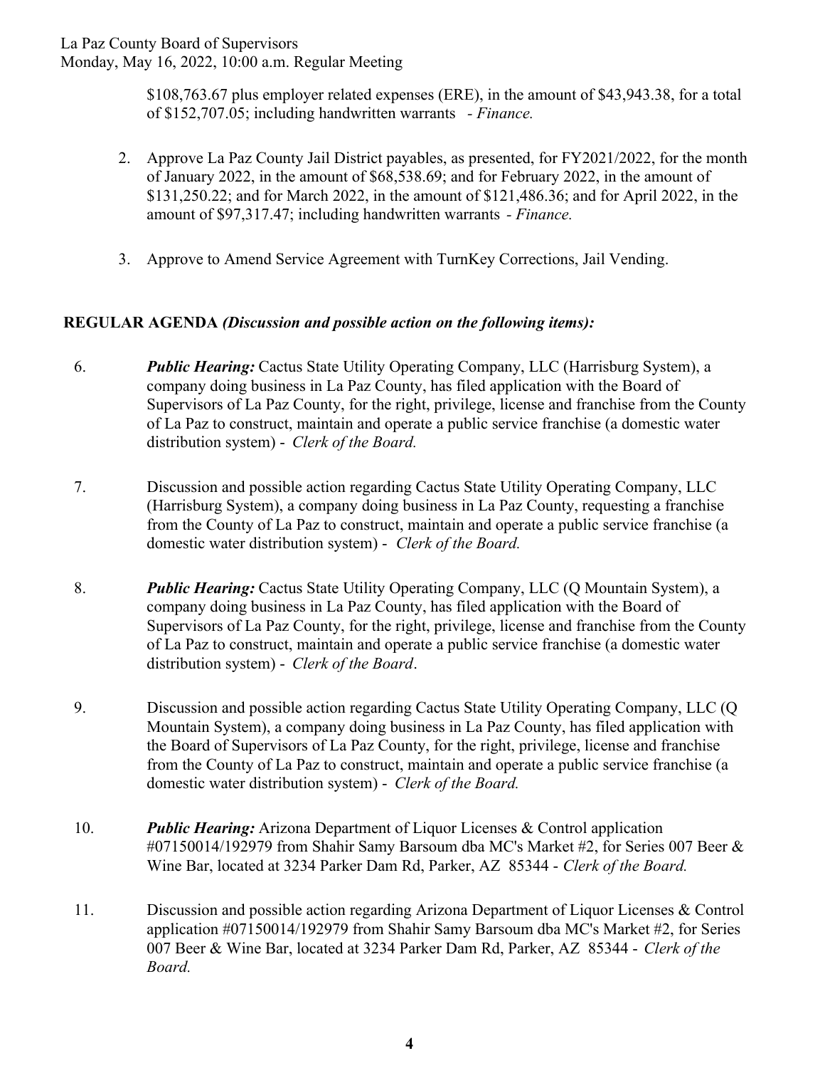$108,763.67 plus employer related expenses (ERE), in the amount of $43,943.38, for a total of $152,707.05; including handwritten warrants - *Finance.*

2. Approve La Paz County Jail District payables, as presented, for FY2021/2022, for the month of January 2022, in the amount of $68,538.69; and for February 2022, in the amount of $131,250.22; and for March 2022, in the amount of $121,486.36; and for April 2022, in the amount of $97,317.47; including handwritten warrants - *Finance.*

3. Approve to Amend Service Agreement with TurnKey Corrections, Jail Vending.

**REGULAR AGENDA *(Discussion and possible action on the following items):***

6. ***Public Hearing:*** Cactus State Utility Operating Company, LLC (Harrisburg System), a company doing business in La Paz County, has filed application with the Board of Supervisors of La Paz County, for the right, privilege, license and franchise from the County of La Paz to construct, maintain and operate a public service franchise (a domestic water distribution system) - *Clerk of the Board.*

7. Discussion and possible action regarding Cactus State Utility Operating Company, LLC (Harrisburg System), a company doing business in La Paz County, requesting a franchise from the County of La Paz to construct, maintain and operate a public service franchise (a domestic water distribution system) - *Clerk of the Board.*

8. ***Public Hearing:*** Cactus State Utility Operating Company, LLC (Q Mountain System), a company doing business in La Paz County, has filed application with the Board of Supervisors of La Paz County, for the right, privilege, license and franchise from the County of La Paz to construct, maintain and operate a public service franchise (a domestic water distribution system) - *Clerk of the Board*.

9. Discussion and possible action regarding Cactus State Utility Operating Company, LLC (Q Mountain System), a company doing business in La Paz County, has filed application with the Board of Supervisors of La Paz County, for the right, privilege, license and franchise from the County of La Paz to construct, maintain and operate a public service franchise (a domestic water distribution system) - *Clerk of the Board.*

10. ***Public Hearing:*** Arizona Department of Liquor Licenses & Control application #07150014/192979 from Shahir Samy Barsoum dba MC's Market #2, for Series 007 Beer & Wine Bar, located at 3234 Parker Dam Rd, Parker, AZ 85344 - *Clerk of the Board.*

11. Discussion and possible action regarding Arizona Department of Liquor Licenses & Control application #07150014/192979 from Shahir Samy Barsoum dba MC's Market #2, for Series 007 Beer & Wine Bar, located at 3234 Parker Dam Rd, Parker, AZ 85344 - *Clerk of the Board.*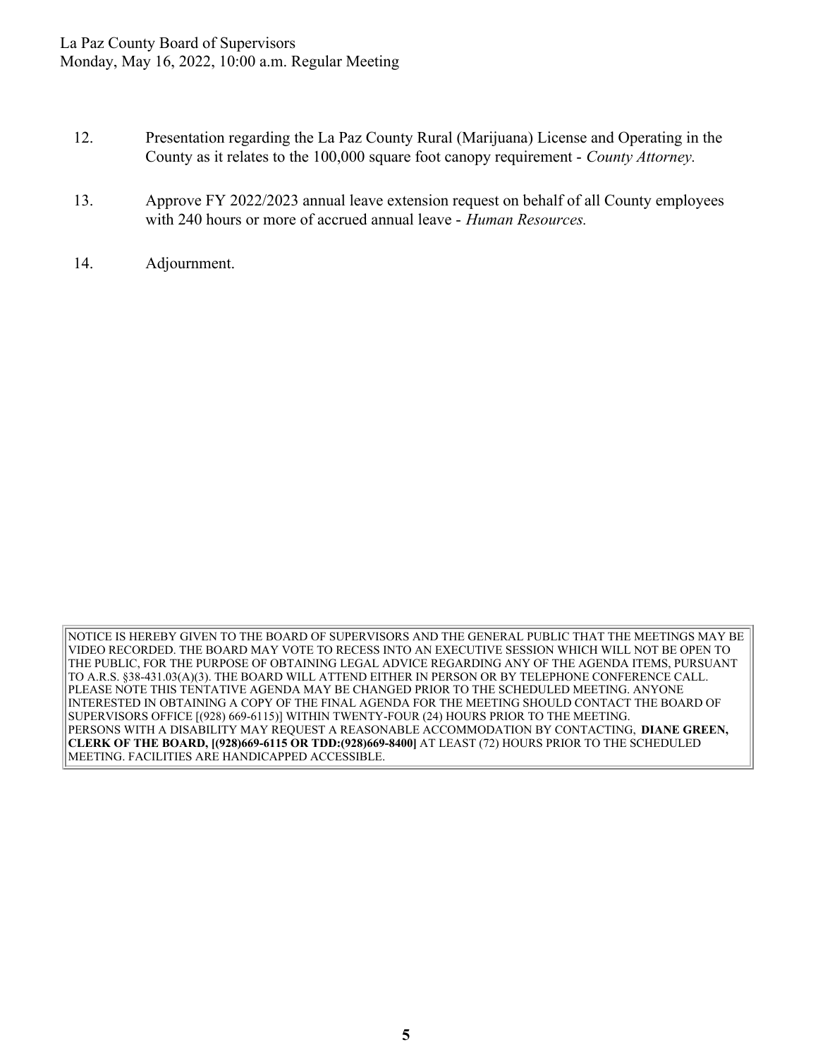12. Presentation regarding the La Paz County Rural (Marijuana) License and Operating in the County as it relates to the 100,000 square foot canopy requirement - *County Attorney.*

13. Approve FY 2022/2023 annual leave extension request on behalf of all County employees with 240 hours or more of accrued annual leave - *Human Resources.*

14. Adjournment.

NOTICE IS HEREBY GIVEN TO THE BOARD OF SUPERVISORS AND THE GENERAL PUBLIC THAT THE MEETINGS MAY BE VIDEO RECORDED. THE BOARD MAY VOTE TO RECESS INTO AN EXECUTIVE SESSION WHICH WILL NOT BE OPEN TO THE PUBLIC, FOR THE PURPOSE OF OBTAINING LEGAL ADVICE REGARDING ANY OF THE AGENDA ITEMS, PURSUANT TO A.R.S. §38-431.03(A)(3). THE BOARD WILL ATTEND EITHER IN PERSON OR BY TELEPHONE CONFERENCE CALL. PLEASE NOTE THIS TENTATIVE AGENDA MAY BE CHANGED PRIOR TO THE SCHEDULED MEETING. ANYONE INTERESTED IN OBTAINING A COPY OF THE FINAL AGENDA FOR THE MEETING SHOULD CONTACT THE BOARD OF SUPERVISORS OFFICE [(928) 669-6115)] WITHIN TWENTY-FOUR (24) HOURS PRIOR TO THE MEETING. PERSONS WITH A DISABILITY MAY REQUEST A REASONABLE ACCOMMODATION BY CONTACTING, **DIANE GREEN, CLERK OF THE BOARD, [(928)669-6115 OR TDD:(928)669-8400]** AT LEAST (72) HOURS PRIOR TO THE SCHEDULED MEETING. FACILITIES ARE HANDICAPPED ACCESSIBLE.